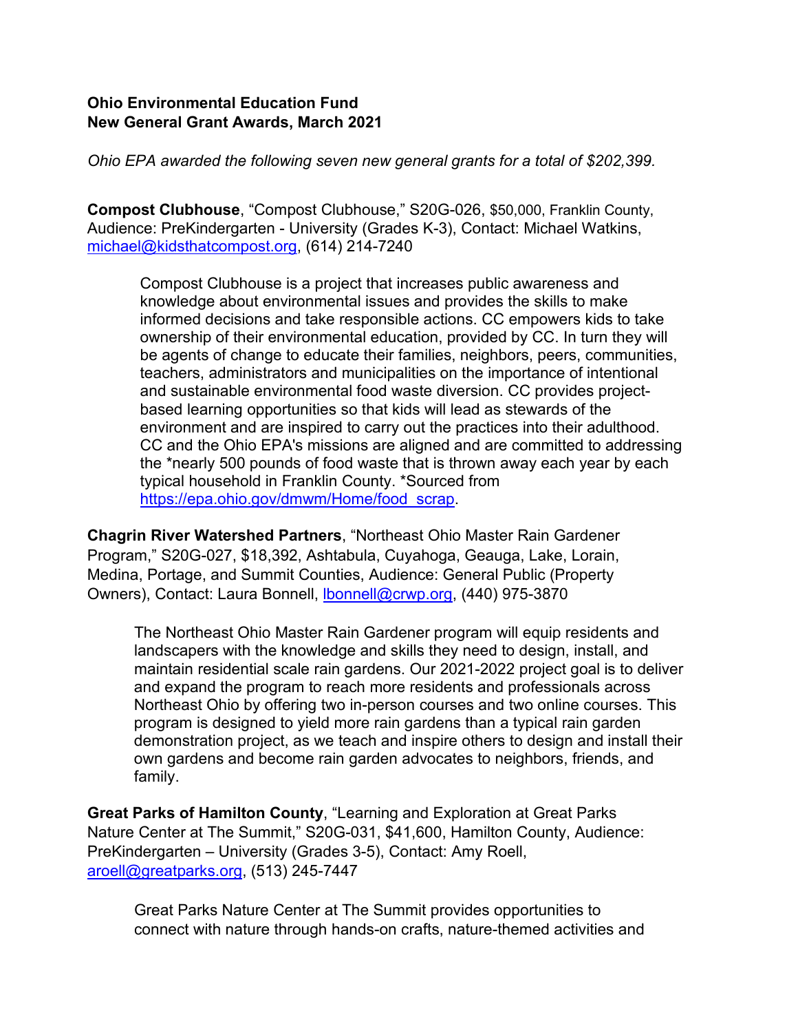**Ohio Environmental Education Fund**
**New General Grant Awards, March 2021**

*Ohio EPA awarded the following seven new general grants for a total of $202,399.*

**Compost Clubhouse**, "Compost Clubhouse," S20G-026, $50,000, Franklin County, Audience: PreKindergarten - University (Grades K-3), Contact: Michael Watkins, michael@kidsthatcompost.org, (614) 214-7240

> Compost Clubhouse is a project that increases public awareness and knowledge about environmental issues and provides the skills to make informed decisions and take responsible actions. CC empowers kids to take ownership of their environmental education, provided by CC. In turn they will be agents of change to educate their families, neighbors, peers, communities, teachers, administrators and municipalities on the importance of intentional and sustainable environmental food waste diversion. CC provides project-based learning opportunities so that kids will lead as stewards of the environment and are inspired to carry out the practices into their adulthood. CC and the Ohio EPA's missions are aligned and are committed to addressing the *nearly 500 pounds of food waste that is thrown away each year by each typical household in Franklin County. *Sourced from https://epa.ohio.gov/dmwm/Home/food_scrap.

**Chagrin River Watershed Partners**, "Northeast Ohio Master Rain Gardener Program," S20G-027, $18,392, Ashtabula, Cuyahoga, Geauga, Lake, Lorain, Medina, Portage, and Summit Counties, Audience: General Public (Property Owners), Contact: Laura Bonnell, lbonnell@crwp.org, (440) 975-3870

> The Northeast Ohio Master Rain Gardener program will equip residents and landscapers with the knowledge and skills they need to design, install, and maintain residential scale rain gardens. Our 2021-2022 project goal is to deliver and expand the program to reach more residents and professionals across Northeast Ohio by offering two in-person courses and two online courses. This program is designed to yield more rain gardens than a typical rain garden demonstration project, as we teach and inspire others to design and install their own gardens and become rain garden advocates to neighbors, friends, and family.

**Great Parks of Hamilton County**, "Learning and Exploration at Great Parks Nature Center at The Summit," S20G-031, $41,600, Hamilton County, Audience: PreKindergarten – University (Grades 3-5), Contact: Amy Roell, aroell@greatparks.org, (513) 245-7447

> Great Parks Nature Center at The Summit provides opportunities to connect with nature through hands-on crafts, nature-themed activities and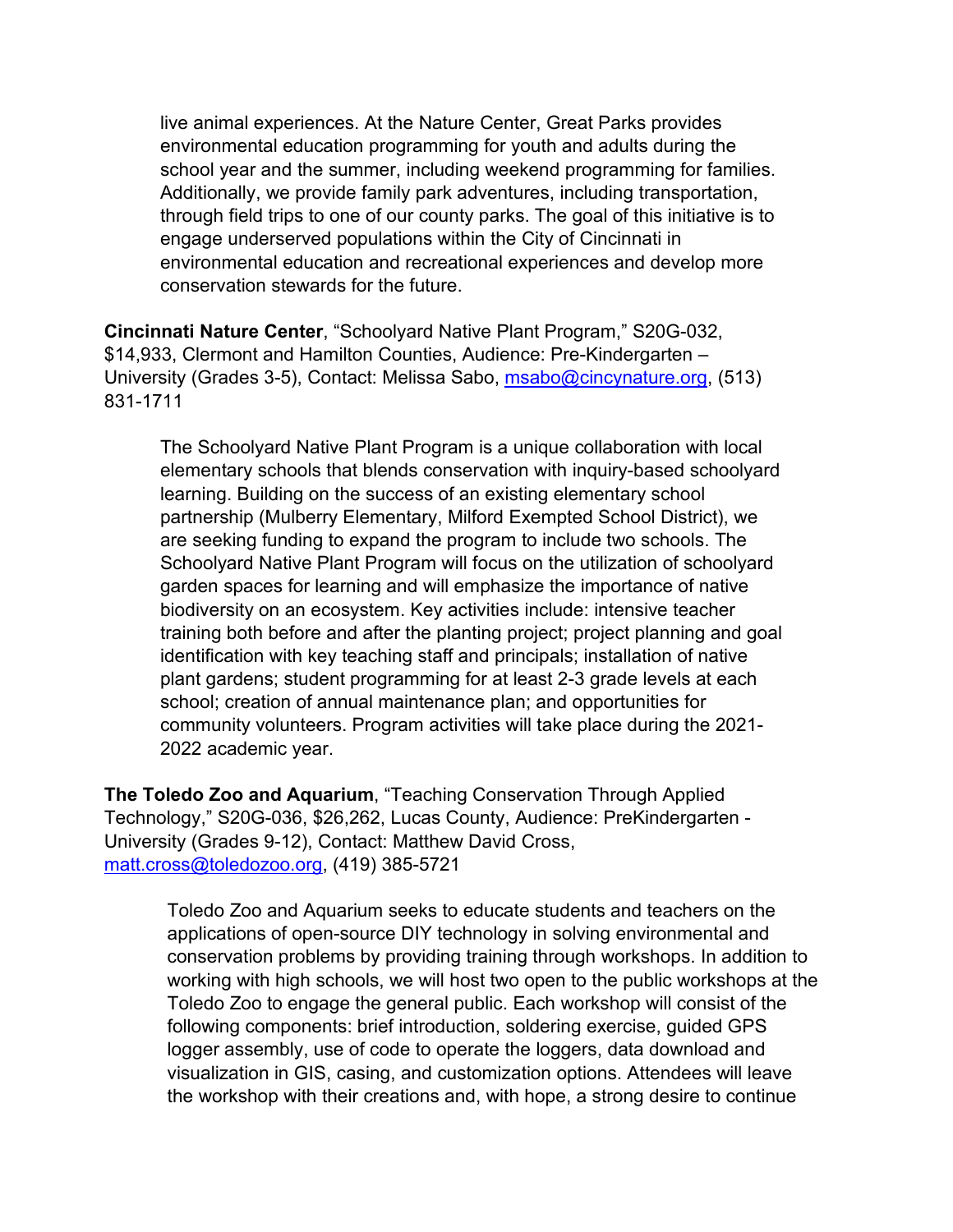live animal experiences. At the Nature Center, Great Parks provides environmental education programming for youth and adults during the school year and the summer, including weekend programming for families. Additionally, we provide family park adventures, including transportation, through field trips to one of our county parks. The goal of this initiative is to engage underserved populations within the City of Cincinnati in environmental education and recreational experiences and develop more conservation stewards for the future.

**Cincinnati Nature Center**, "Schoolyard Native Plant Program," S20G-032, $14,933, Clermont and Hamilton Counties, Audience: Pre-Kindergarten – University (Grades 3-5), Contact: Melissa Sabo, [msabo@cincynature.org](mailto:msabo@cincynature.org), (513) 831-1711

> The Schoolyard Native Plant Program is a unique collaboration with local elementary schools that blends conservation with inquiry-based schoolyard learning. Building on the success of an existing elementary school partnership (Mulberry Elementary, Milford Exempted School District), we are seeking funding to expand the program to include two schools. The Schoolyard Native Plant Program will focus on the utilization of schoolyard garden spaces for learning and will emphasize the importance of native biodiversity on an ecosystem. Key activities include: intensive teacher training both before and after the planting project; project planning and goal identification with key teaching staff and principals; installation of native plant gardens; student programming for at least 2-3 grade levels at each school; creation of annual maintenance plan; and opportunities for community volunteers. Program activities will take place during the 2021-2022 academic year.

**The Toledo Zoo and Aquarium**, "Teaching Conservation Through Applied Technology," S20G-036, $26,262, Lucas County, Audience: PreKindergarten - University (Grades 9-12), Contact: Matthew David Cross, [matt.cross@toledozoo.org](mailto:matt.cross@toledozoo.org), (419) 385-5721

> Toledo Zoo and Aquarium seeks to educate students and teachers on the applications of open-source DIY technology in solving environmental and conservation problems by providing training through workshops. In addition to working with high schools, we will host two open to the public workshops at the Toledo Zoo to engage the general public. Each workshop will consist of the following components: brief introduction, soldering exercise, guided GPS logger assembly, use of code to operate the loggers, data download and visualization in GIS, casing, and customization options. Attendees will leave the workshop with their creations and, with hope, a strong desire to continue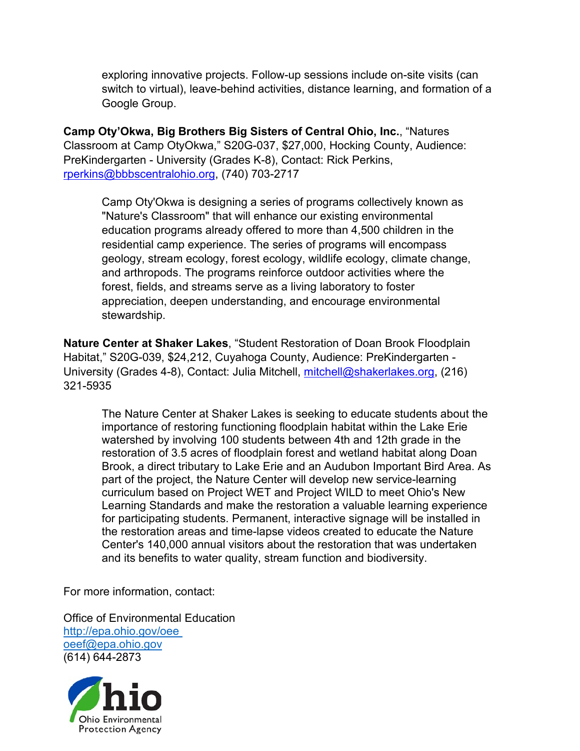exploring innovative projects. Follow-up sessions include on-site visits (can switch to virtual), leave-behind activities, distance learning, and formation of a Google Group.

**Camp Oty'Okwa, Big Brothers Big Sisters of Central Ohio, Inc.**, "Natures Classroom at Camp OtyOkwa," S20G-037, $27,000, Hocking County, Audience: PreKindergarten - University (Grades K-8), Contact: Rick Perkins, rperkins@bbbscentralohio.org, (740) 703-2717

> Camp Oty'Okwa is designing a series of programs collectively known as "Nature's Classroom" that will enhance our existing environmental education programs already offered to more than 4,500 children in the residential camp experience. The series of programs will encompass geology, stream ecology, forest ecology, wildlife ecology, climate change, and arthropods. The programs reinforce outdoor activities where the forest, fields, and streams serve as a living laboratory to foster appreciation, deepen understanding, and encourage environmental stewardship.

**Nature Center at Shaker Lakes**, "Student Restoration of Doan Brook Floodplain Habitat," S20G-039, $24,212, Cuyahoga County, Audience: PreKindergarten - University (Grades 4-8), Contact: Julia Mitchell, mitchell@shakerlakes.org, (216) 321-5935

> The Nature Center at Shaker Lakes is seeking to educate students about the importance of restoring functioning floodplain habitat within the Lake Erie watershed by involving 100 students between 4th and 12th grade in the restoration of 3.5 acres of floodplain forest and wetland habitat along Doan Brook, a direct tributary to Lake Erie and an Audubon Important Bird Area. As part of the project, the Nature Center will develop new service-learning curriculum based on Project WET and Project WILD to meet Ohio's New Learning Standards and make the restoration a valuable learning experience for participating students. Permanent, interactive signage will be installed in the restoration areas and time-lapse videos created to educate the Nature Center's 140,000 annual visitors about the restoration that was undertaken and its benefits to water quality, stream function and biodiversity.

For more information, contact:

Office of Environmental Education
http://epa.ohio.gov/oee
oeef@epa.ohio.gov
(614) 644-2873

Ohio Environmental Protection Agency